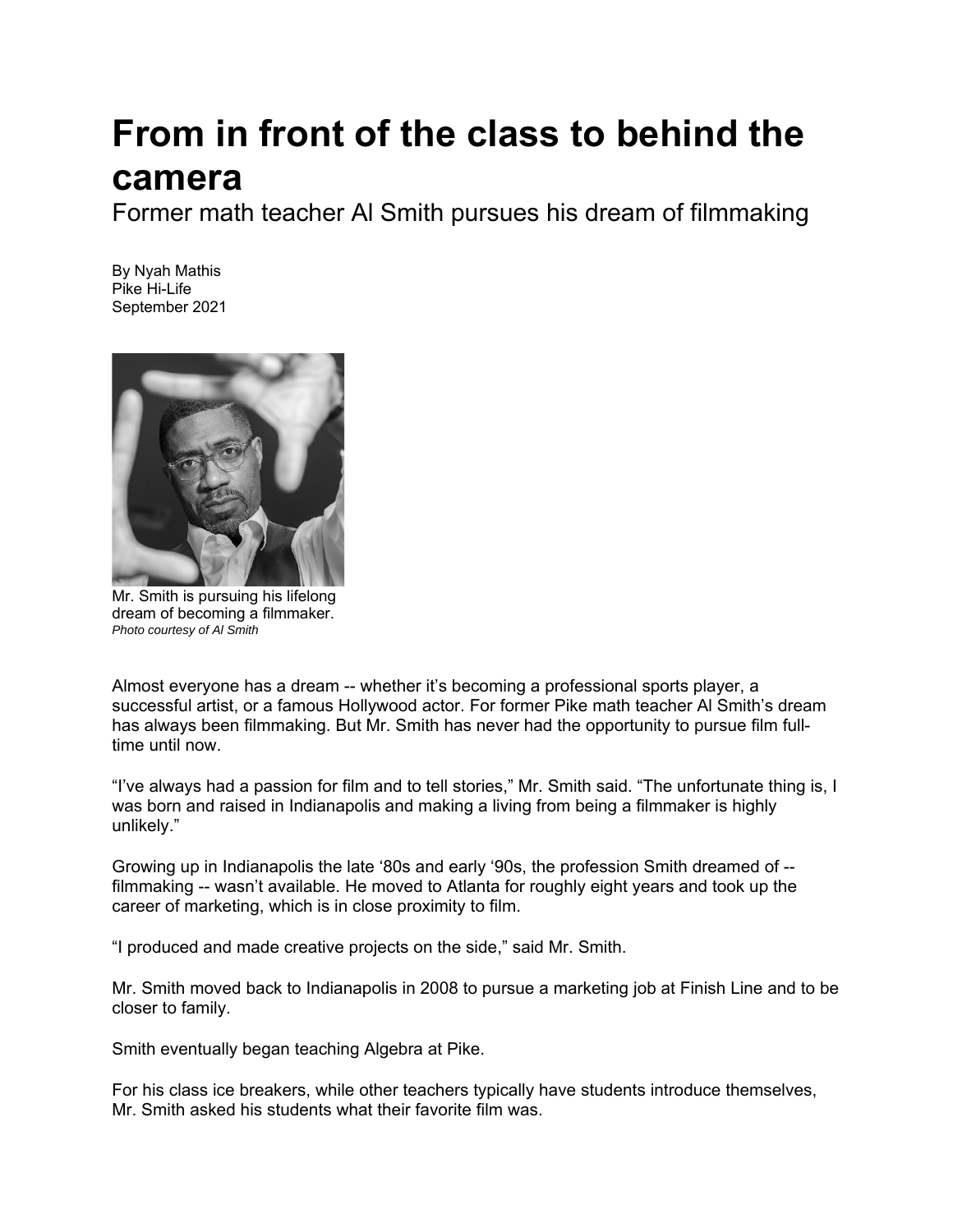# From in front of the class to behind the camera

Former math teacher Al Smith pursues his dream of filmmaking

By Nyah Mathis
Pike Hi-Life
September 2021

Mr. Smith is pursuing his lifelong dream of becoming a filmmaker.
*Photo courtesy of Al Smith*

Almost everyone has a dream -- whether it's becoming a professional sports player, a successful artist, or a famous Hollywood actor. For former Pike math teacher Al Smith's dream has always been filmmaking. But Mr. Smith has never had the opportunity to pursue film full-time until now.

"I've always had a passion for film and to tell stories," Mr. Smith said. "The unfortunate thing is, I was born and raised in Indianapolis and making a living from being a filmmaker is highly unlikely."

Growing up in Indianapolis the late '80s and early '90s, the profession Smith dreamed of -- filmmaking -- wasn't available. He moved to Atlanta for roughly eight years and took up the career of marketing, which is in close proximity to film.

"I produced and made creative projects on the side," said Mr. Smith.

Mr. Smith moved back to Indianapolis in 2008 to pursue a marketing job at Finish Line and to be closer to family.

Smith eventually began teaching Algebra at Pike.

For his class ice breakers, while other teachers typically have students introduce themselves, Mr. Smith asked his students what their favorite film was.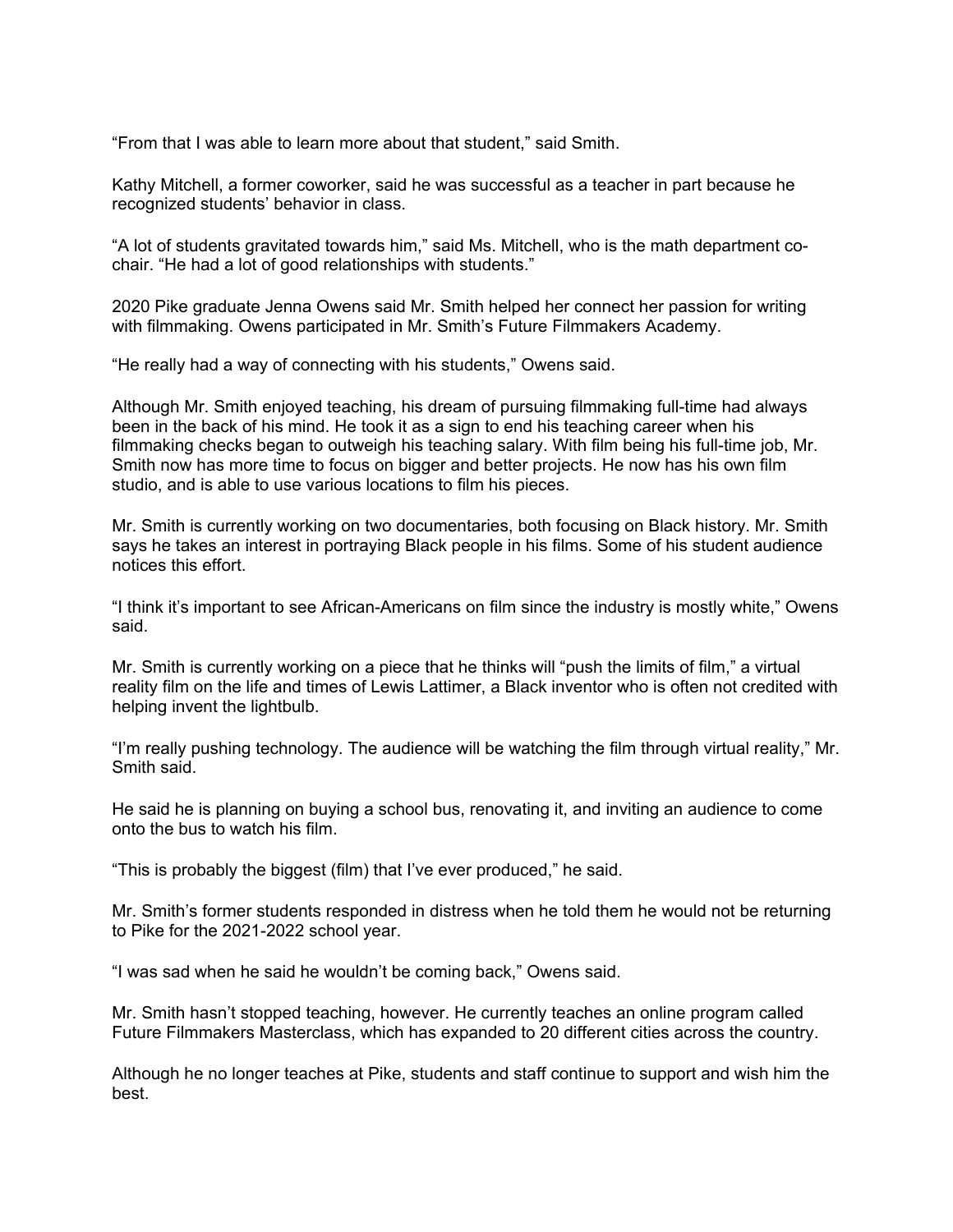"From that I was able to learn more about that student," said Smith.

Kathy Mitchell, a former coworker, said he was successful as a teacher in part because he recognized students' behavior in class.

"A lot of students gravitated towards him," said Ms. Mitchell, who is the math department co-chair. "He had a lot of good relationships with students."

2020 Pike graduate Jenna Owens said Mr. Smith helped her connect her passion for writing with filmmaking. Owens participated in Mr. Smith's Future Filmmakers Academy.

"He really had a way of connecting with his students," Owens said.

Although Mr. Smith enjoyed teaching, his dream of pursuing filmmaking full-time had always been in the back of his mind. He took it as a sign to end his teaching career when his filmmaking checks began to outweigh his teaching salary. With film being his full-time job, Mr. Smith now has more time to focus on bigger and better projects. He now has his own film studio, and is able to use various locations to film his pieces.

Mr. Smith is currently working on two documentaries, both focusing on Black history. Mr. Smith says he takes an interest in portraying Black people in his films. Some of his student audience notices this effort.

"I think it's important to see African-Americans on film since the industry is mostly white," Owens said.

Mr. Smith is currently working on a piece that he thinks will "push the limits of film," a virtual reality film on the life and times of Lewis Lattimer, a Black inventor who is often not credited with helping invent the lightbulb.

"I'm really pushing technology. The audience will be watching the film through virtual reality," Mr. Smith said.

He said he is planning on buying a school bus, renovating it, and inviting an audience to come onto the bus to watch his film.

"This is probably the biggest (film) that I've ever produced," he said.

Mr. Smith's former students responded in distress when he told them he would not be returning to Pike for the 2021-2022 school year.

"I was sad when he said he wouldn't be coming back," Owens said.

Mr. Smith hasn't stopped teaching, however. He currently teaches an online program called Future Filmmakers Masterclass, which has expanded to 20 different cities across the country.

Although he no longer teaches at Pike, students and staff continue to support and wish him the best.